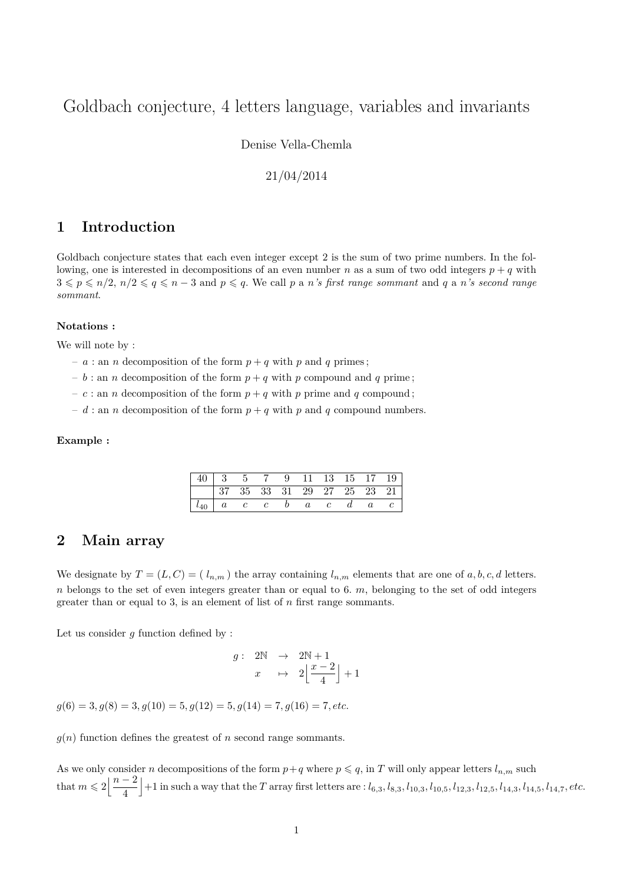# Goldbach conjecture, 4 letters language, variables and invariants

Denise Vella-Chemla

21/04/2014

## 1 Introduction

Goldbach conjecture states that each even integer except 2 is the sum of two prime numbers. In the following, one is interested in decompositions of an even number $n$ as a sum of two odd integers $p+q$ with $3 \leqslant p \leqslant n/2$, $n/2 \leqslant q \leqslant n-3$ and $p \leqslant q$. We call $p$ a *n's first range sommant* and $q$ a *n's second range sommant*.

**Notations :**

We will note by :

- $a$ : an $n$ decomposition of the form $p+q$ with $p$ and $q$ primes ;
- $b$ : an $n$ decomposition of the form $p+q$ with $p$ compound and $q$ prime ;
- $c$ : an $n$ decomposition of the form $p+q$ with $p$ prime and $q$ compound ;
- $d$ : an $n$ decomposition of the form $p+q$ with $p$ and $q$ compound numbers.

**Example :**

| 40 | 3 | 5 | 7 | 9 | 11 | 13 | 15 | 17 | 19 |
|---|---|---|---|---|---|---|---|---|---|
| | 37 | 35 | 33 | 31 | 29 | 27 | 25 | 23 | 21 |
| $l_{40}$ | $a$ | $c$ | $c$ | $b$ | $a$ | $c$ | $d$ | $a$ | $c$ |

## 2 Main array

We designate by $T = (L, C) = (\ l_{n,m}\ )$ the array containing $l_{n,m}$ elements that are one of $a, b, c, d$ letters. $n$ belongs to the set of even integers greater than or equal to 6. $m$, belonging to the set of odd integers greater than or equal to 3, is an element of list of $n$ first range sommants.

Let us consider $g$ function defined by :

$$g: \begin{array}{rcl} 2\mathbb{N} & \rightarrow & 2\mathbb{N}+1 \\ x & \mapsto & 2\left\lfloor \dfrac{x-2}{4} \right\rfloor + 1 \end{array}$$

$g(6) = 3, g(8) = 3, g(10) = 5, g(12) = 5, g(14) = 7, g(16) = 7, etc.$

$g(n)$ function defines the greatest of $n$ second range sommants.

As we only consider $n$ decompositions of the form $p+q$ where $p \leqslant q$, in $T$ will only appear letters $l_{n,m}$ such that $m \leqslant 2\left\lfloor \dfrac{n-2}{4} \right\rfloor + 1$ in such a way that the $T$ array first letters are : $l_{6,3}, l_{8,3}, l_{10,3}, l_{10,5}, l_{12,3}, l_{12,5}, l_{14,3}, l_{14,5}, l_{14,7}, etc.$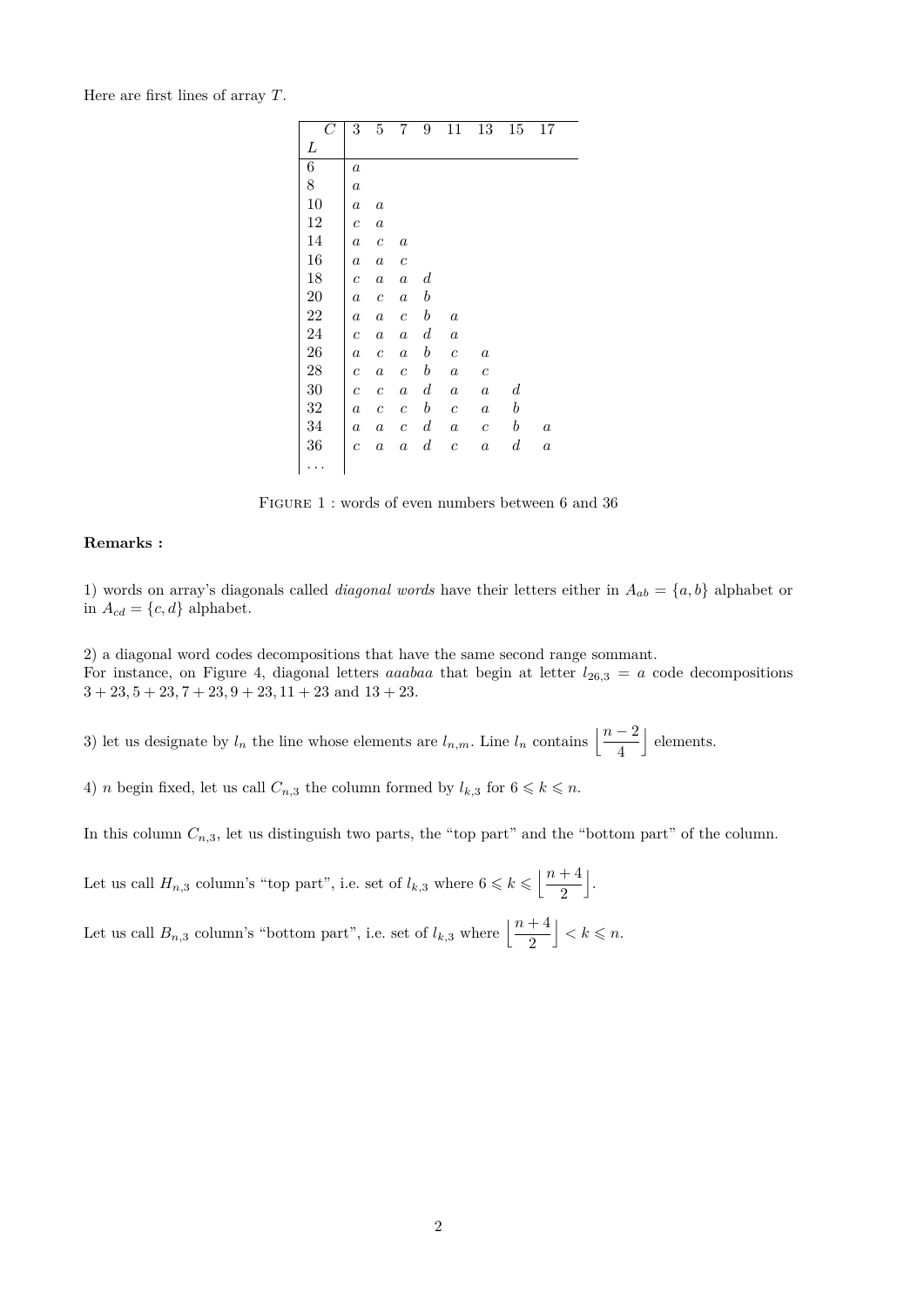Here are first lines of array $T$.

| $C$ / $L$ | 3 | 5 | 7 | 9 | 11 | 13 | 15 | 17 |
|---|---|---|---|---|---|---|---|---|
| 6 | $a$ | | | | | | | |
| 8 | $a$ | | | | | | | |
| 10 | $a$ | $a$ | | | | | | |
| 12 | $c$ | $a$ | | | | | | |
| 14 | $a$ | $c$ | $a$ | | | | | |
| 16 | $a$ | $a$ | $c$ | | | | | |
| 18 | $c$ | $a$ | $a$ | $d$ | | | | |
| 20 | $a$ | $c$ | $a$ | $b$ | | | | |
| 22 | $a$ | $a$ | $c$ | $b$ | $a$ | | | |
| 24 | $c$ | $a$ | $a$ | $d$ | $a$ | | | |
| 26 | $a$ | $c$ | $a$ | $b$ | $c$ | $a$ | | |
| 28 | $c$ | $a$ | $c$ | $b$ | $a$ | $c$ | | |
| 30 | $c$ | $c$ | $a$ | $d$ | $a$ | $a$ | $d$ | |
| 32 | $a$ | $c$ | $c$ | $b$ | $c$ | $a$ | $b$ | |
| 34 | $a$ | $a$ | $c$ | $d$ | $a$ | $c$ | $b$ | $a$ |
| 36 | $c$ | $a$ | $a$ | $d$ | $c$ | $a$ | $d$ | $a$ |
| ... | | | | | | | | |

FIGURE 1 : words of even numbers between 6 and 36

**Remarks :**

1) words on array's diagonals called *diagonal words* have their letters either in $A_{ab} = \{a, b\}$ alphabet or in $A_{cd} = \{c, d\}$ alphabet.

2) a diagonal word codes decompositions that have the same second range sommant.
For instance, on Figure 4, diagonal letters *aaabaa* that begin at letter $l_{26,3} = a$ code decompositions $3 + 23, 5 + 23, 7 + 23, 9 + 23, 11 + 23$ and $13 + 23$.

3) let us designate by $l_n$ the line whose elements are $l_{n,m}$. Line $l_n$ contains $\left\lfloor \dfrac{n-2}{4} \right\rfloor$ elements.

4) $n$ begin fixed, let us call $C_{n,3}$ the column formed by $l_{k,3}$ for $6 \leqslant k \leqslant n$.

In this column $C_{n,3}$, let us distinguish two parts, the "top part" and the "bottom part" of the column.

Let us call $H_{n,3}$ column's "top part", i.e. set of $l_{k,3}$ where $6 \leqslant k \leqslant \left\lfloor \dfrac{n+4}{2} \right\rfloor$.

Let us call $B_{n,3}$ column's "bottom part", i.e. set of $l_{k,3}$ where $\left\lfloor \dfrac{n+4}{2} \right\rfloor < k \leqslant n$.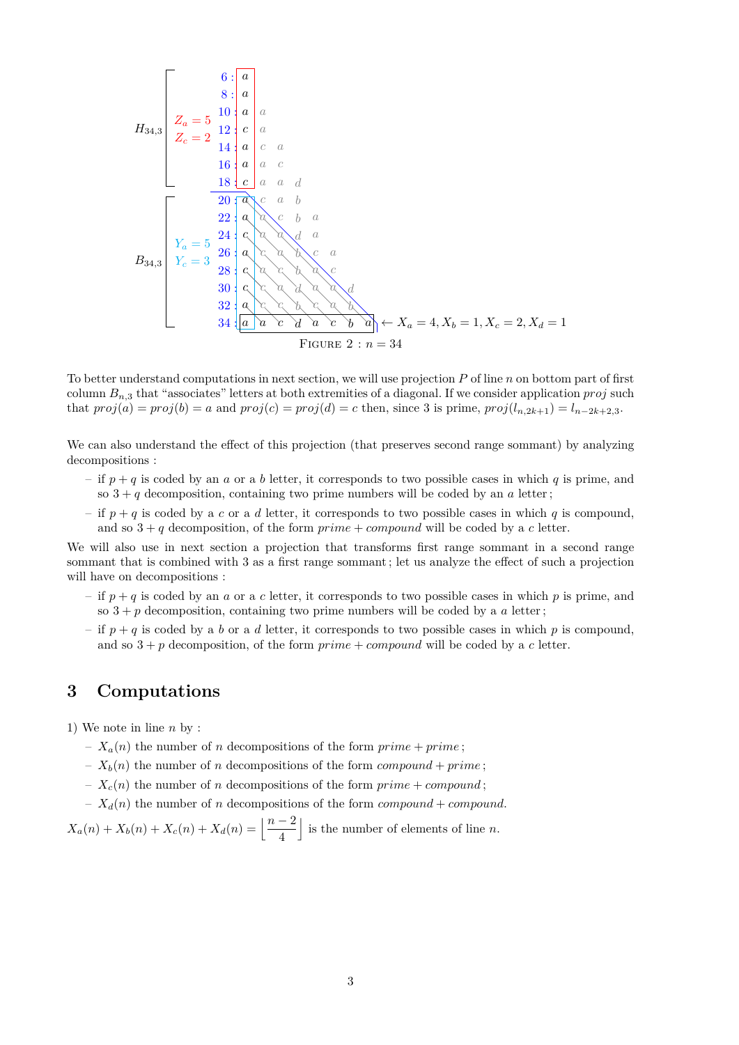FIGURE 2 : $n = 34$

To better understand computations in next section, we will use projection $P$ of line $n$ on bottom part of first column $B_{n,3}$ that "associates" letters at both extremities of a diagonal. If we consider application $proj$ such that $proj(a) = proj(b) = a$ and $proj(c) = proj(d) = c$ then, since 3 is prime, $proj(l_{n,2k+1}) = l_{n-2k+2,3}$.

We can also understand the effect of this projection (that preserves second range sommant) by analyzing decompositions :

- if $p + q$ is coded by an $a$ or a $b$ letter, it corresponds to two possible cases in which $q$ is prime, and so $3 + q$ decomposition, containing two prime numbers will be coded by an $a$ letter ;
- if $p + q$ is coded by a $c$ or a $d$ letter, it corresponds to two possible cases in which $q$ is compound, and so $3 + q$ decomposition, of the form *prime* + *compound* will be coded by a $c$ letter.

We will also use in next section a projection that transforms first range sommant in a second range sommant that is combined with 3 as a first range sommant ; let us analyze the effect of such a projection will have on decompositions :

- if $p + q$ is coded by an $a$ or a $c$ letter, it corresponds to two possible cases in which $p$ is prime, and so $3 + p$ decomposition, containing two prime numbers will be coded by a $a$ letter ;
- if $p + q$ is coded by a $b$ or a $d$ letter, it corresponds to two possible cases in which $p$ is compound, and so $3 + p$ decomposition, of the form *prime* + *compound* will be coded by a $c$ letter.

## 3 Computations

1) We note in line $n$ by :

- $X_a(n)$ the number of $n$ decompositions of the form *prime* + *prime* ;
- $X_b(n)$ the number of $n$ decompositions of the form *compound* + *prime* ;
- $X_c(n)$ the number of $n$ decompositions of the form *prime* + *compound* ;
- $X_d(n)$ the number of $n$ decompositions of the form *compound* + *compound*.

$X_a(n) + X_b(n) + X_c(n) + X_d(n) = \left\lfloor \dfrac{n-2}{4} \right\rfloor$ is the number of elements of line $n$.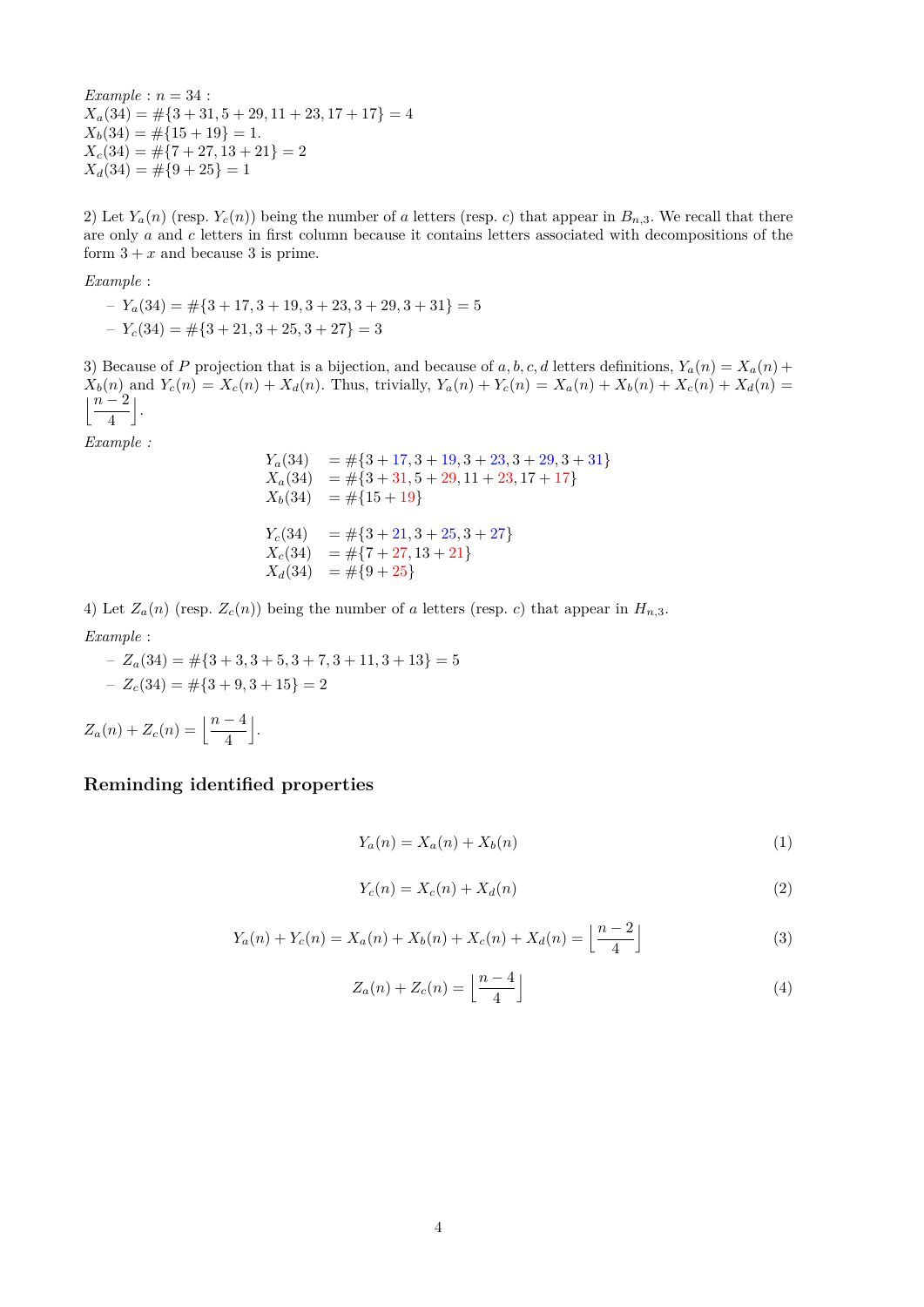*Example* : $n = 34$ :
$X_a(34) = \#\{3+31, 5+29, 11+23, 17+17\} = 4$
$X_b(34) = \#\{15+19\} = 1.$
$X_c(34) = \#\{7+27, 13+21\} = 2$
$X_d(34) = \#\{9+25\} = 1$

2) Let $Y_a(n)$ (resp. $Y_c(n)$) being the number of $a$ letters (resp. $c$) that appear in $B_{n,3}$. We recall that there are only $a$ and $c$ letters in first column because it contains letters associated with decompositions of the form $3+x$ and because 3 is prime.

*Example* :

- $Y_a(34) = \#\{3+17, 3+19, 3+23, 3+29, 3+31\} = 5$
- $Y_c(34) = \#\{3+21, 3+25, 3+27\} = 3$

3) Because of $P$ projection that is a bijection, and because of $a, b, c, d$ letters definitions, $Y_a(n) = X_a(n) + X_b(n)$ and $Y_c(n) = X_c(n) + X_d(n)$. Thus, trivially, $Y_a(n) + Y_c(n) = X_a(n) + X_b(n) + X_c(n) + X_d(n) = \left\lfloor \dfrac{n-2}{4} \right\rfloor$.

*Example :*

$$
\begin{aligned}
Y_a(34) &= \#\{3+17, 3+19, 3+23, 3+29, 3+31\} \\
X_a(34) &= \#\{3+31, 5+29, 11+23, 17+17\} \\
X_b(34) &= \#\{15+19\} \\
\\
Y_c(34) &= \#\{3+21, 3+25, 3+27\} \\
X_c(34) &= \#\{7+27, 13+21\} \\
X_d(34) &= \#\{9+25\}
\end{aligned}
$$

4) Let $Z_a(n)$ (resp. $Z_c(n)$) being the number of $a$ letters (resp. $c$) that appear in $H_{n,3}$.

*Example* :

- $Z_a(34) = \#\{3+3, 3+5, 3+7, 3+11, 3+13\} = 5$
- $Z_c(34) = \#\{3+9, 3+15\} = 2$

$Z_a(n) + Z_c(n) = \left\lfloor \dfrac{n-4}{4} \right\rfloor$.

## Reminding identified properties

$$
Y_a(n) = X_a(n) + X_b(n) \tag{1}
$$

$$
Y_c(n) = X_c(n) + X_d(n) \tag{2}
$$

$$
Y_a(n) + Y_c(n) = X_a(n) + X_b(n) + X_c(n) + X_d(n) = \left\lfloor \frac{n-2}{4} \right\rfloor \tag{3}
$$

$$
Z_a(n) + Z_c(n) = \left\lfloor \frac{n-4}{4} \right\rfloor \tag{4}
$$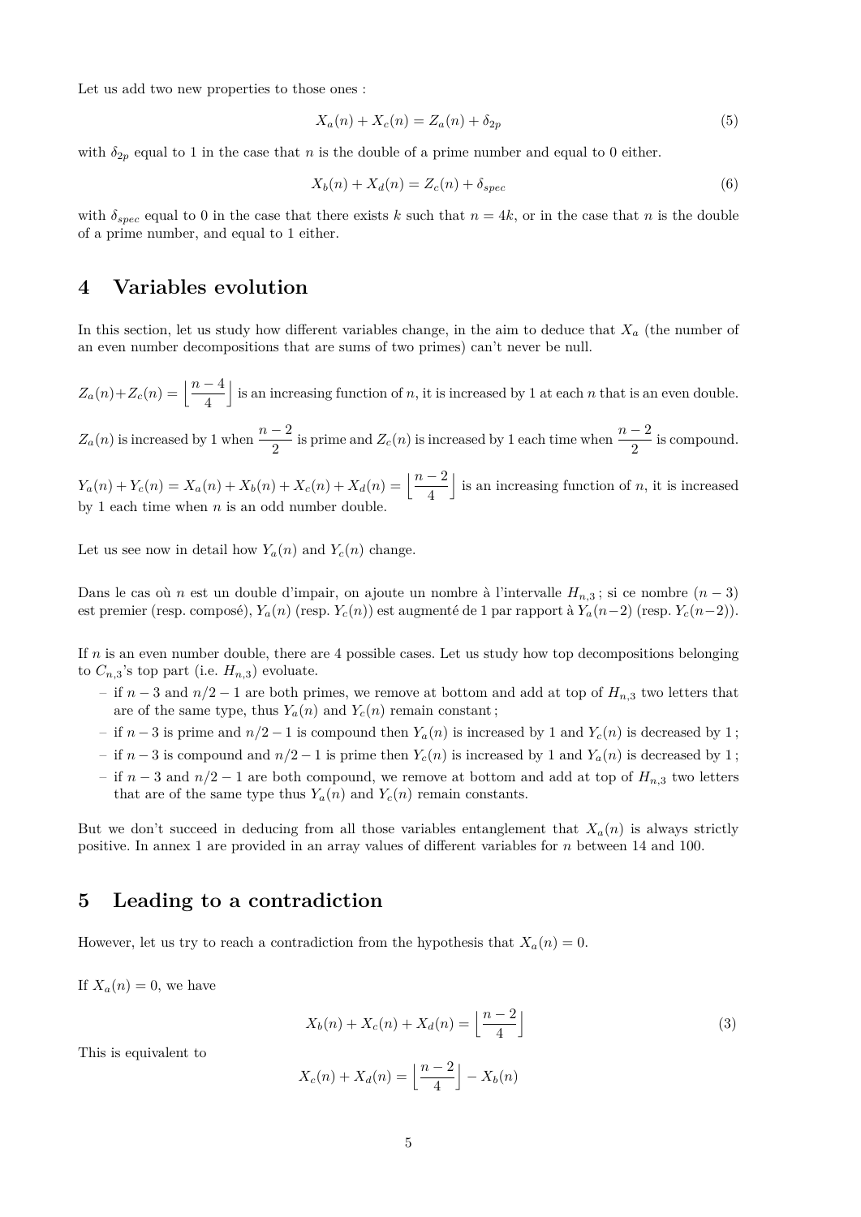Let us add two new properties to those ones :

$$X_a(n) + X_c(n) = Z_a(n) + \delta_{2p} \tag{5}$$

with $\delta_{2p}$ equal to 1 in the case that $n$ is the double of a prime number and equal to 0 either.

$$X_b(n) + X_d(n) = Z_c(n) + \delta_{spec} \tag{6}$$

with $\delta_{spec}$ equal to 0 in the case that there exists $k$ such that $n = 4k$, or in the case that $n$ is the double of a prime number, and equal to 1 either.

## 4 Variables evolution

In this section, let us study how different variables change, in the aim to deduce that $X_a$ (the number of an even number decompositions that are sums of two primes) can't never be null.

$Z_a(n)+Z_c(n) = \left\lfloor \dfrac{n-4}{4} \right\rfloor$ is an increasing function of $n$, it is increased by 1 at each $n$ that is an even double.

$Z_a(n)$ is increased by 1 when $\dfrac{n-2}{2}$ is prime and $Z_c(n)$ is increased by 1 each time when $\dfrac{n-2}{2}$ is compound.

$Y_a(n) + Y_c(n) = X_a(n) + X_b(n) + X_c(n) + X_d(n) = \left\lfloor \dfrac{n-2}{4} \right\rfloor$ is an increasing function of $n$, it is increased by 1 each time when $n$ is an odd number double.

Let us see now in detail how $Y_a(n)$ and $Y_c(n)$ change.

Dans le cas où $n$ est un double d'impair, on ajoute un nombre à l'intervalle $H_{n,3}$ ; si ce nombre $(n-3)$ est premier (resp. composé), $Y_a(n)$ (resp. $Y_c(n)$) est augmenté de 1 par rapport à $Y_a(n-2)$ (resp. $Y_c(n-2)$).

If $n$ is an even number double, there are 4 possible cases. Let us study how top decompositions belonging to $C_{n,3}$'s top part (i.e. $H_{n,3}$) evoluate.

- if $n-3$ and $n/2-1$ are both primes, we remove at bottom and add at top of $H_{n,3}$ two letters that are of the same type, thus $Y_a(n)$ and $Y_c(n)$ remain constant ;
- if $n-3$ is prime and $n/2-1$ is compound then $Y_a(n)$ is increased by 1 and $Y_c(n)$ is decreased by 1 ;
- if $n-3$ is compound and $n/2-1$ is prime then $Y_c(n)$ is increased by 1 and $Y_a(n)$ is decreased by 1 ;
- if $n-3$ and $n/2-1$ are both compound, we remove at bottom and add at top of $H_{n,3}$ two letters that are of the same type thus $Y_a(n)$ and $Y_c(n)$ remain constants.

But we don't succeed in deducing from all those variables entanglement that $X_a(n)$ is always strictly positive. In annex 1 are provided in an array values of different variables for $n$ between 14 and 100.

## 5 Leading to a contradiction

However, let us try to reach a contradiction from the hypothesis that $X_a(n) = 0$.

If $X_a(n) = 0$, we have

$$X_b(n) + X_c(n) + X_d(n) = \left\lfloor \frac{n-2}{4} \right\rfloor \tag{3}$$

This is equivalent to

$$X_c(n) + X_d(n) = \left\lfloor \frac{n-2}{4} \right\rfloor - X_b(n)$$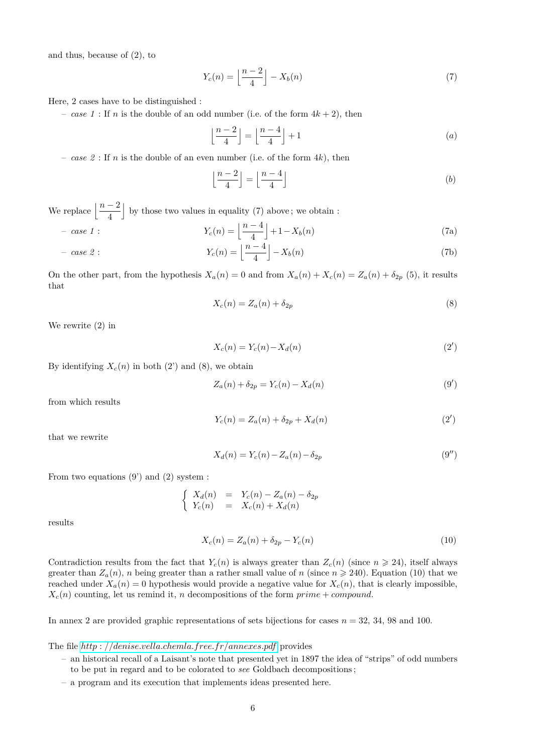and thus, because of (2), to

$$Y_c(n) = \Big\lfloor \frac{n-2}{4} \Big\rfloor - X_b(n) \tag{7}$$

Here, 2 cases have to be distinguished :

- *case 1* : If $n$ is the double of an odd number (i.e. of the form $4k+2$), then

$$\Big\lfloor \frac{n-2}{4} \Big\rfloor = \Big\lfloor \frac{n-4}{4} \Big\rfloor + 1 \tag{$a$}$$

- *case 2* : If $n$ is the double of an even number (i.e. of the form $4k$), then

$$\Big\lfloor \frac{n-2}{4} \Big\rfloor = \Big\lfloor \frac{n-4}{4} \Big\rfloor \tag{$b$}$$

We replace $\Big\lfloor \dfrac{n-2}{4} \Big\rfloor$ by those two values in equality (7) above ; we obtain :

- *case 1* :
$$Y_c(n) = \Big\lfloor \frac{n-4}{4} \Big\rfloor + 1 - X_b(n) \tag{7a}$$

- *case 2* :
$$Y_c(n) = \Big\lfloor \frac{n-4}{4} \Big\rfloor - X_b(n) \tag{7b}$$

On the other part, from the hypothesis $X_a(n) = 0$ and from $X_a(n) + X_c(n) = Z_a(n) + \delta_{2p}$ (5), it results that

$$X_c(n) = Z_a(n) + \delta_{2p} \tag{8}$$

We rewrite (2) in

$$X_c(n) = Y_c(n) - X_d(n) \tag{2'}$$

By identifying $X_c(n)$ in both (2') and (8), we obtain

$$Z_a(n) + \delta_{2p} = Y_c(n) - X_d(n) \tag{9'}$$

from which results

$$Y_c(n) = Z_a(n) + \delta_{2p} + X_d(n) \tag{2'}$$

that we rewrite

$$X_d(n) = Y_c(n) - Z_a(n) - \delta_{2p} \tag{9''}$$

From two equations (9') and (2) system :

$$\left\{ \begin{array}{lcl} X_d(n) & = & Y_c(n) - Z_a(n) - \delta_{2p} \\ Y_c(n) & = & X_c(n) + X_d(n) \end{array} \right.$$

results

$$X_c(n) = Z_a(n) + \delta_{2p} - Y_c(n) \tag{10}$$

Contradiction results from the fact that $Y_c(n)$ is always greater than $Z_c(n)$ (since $n \geqslant 24$), itself always greater than $Z_a(n)$, $n$ being greater than a rather small value of $n$ (since $n \geqslant 240$). Equation (10) that we reached under $X_a(n) = 0$ hypothesis would provide a negative value for $X_c(n)$, that is clearly impossible, $X_c(n)$ counting, let us remind it, $n$ decompositions of the form *prime + compound*.

In annex 2 are provided graphic representations of sets bijections for cases $n = 32$, 34, 98 and 100.

The file *http : //denise.vella.chemla.free.fr/annexes.pdf* provides

- an historical recall of a Laisant's note that presented yet in 1897 the idea of "strips" of odd numbers to be put in regard and to be colorated to *see* Goldbach decompositions ;
- a program and its execution that implements ideas presented here.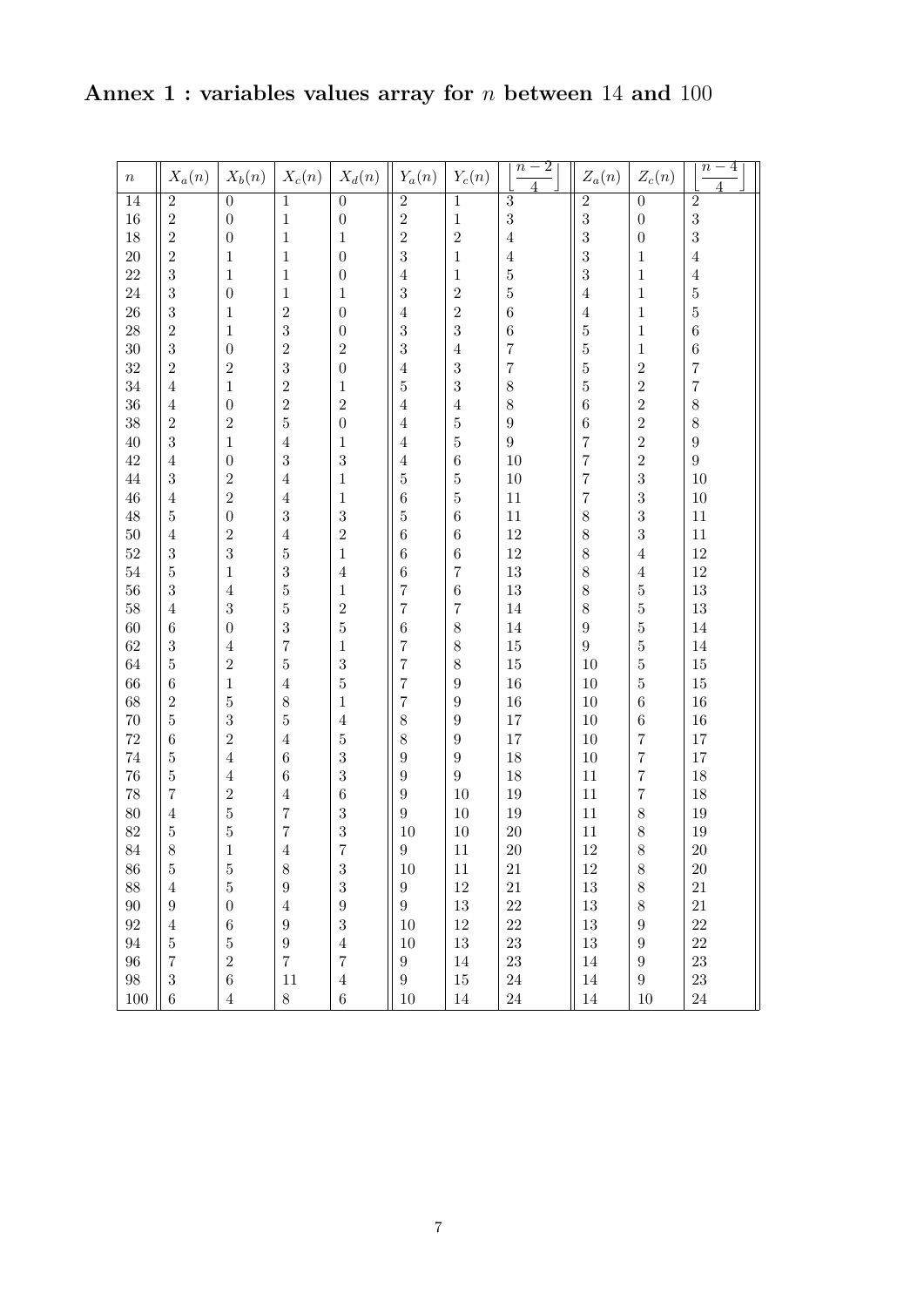## Annex 1 : variables values array for $n$ between 14 and 100

| $n$ | $X_a(n)$ | $X_b(n)$ | $X_c(n)$ | $X_d(n)$ | $Y_a(n)$ | $Y_c(n)$ | $\left\lfloor \frac{n-2}{4} \right\rfloor$ | $Z_a(n)$ | $Z_c(n)$ | $\left\lfloor \frac{n-4}{4} \right\rfloor$ |
|---|---|---|---|---|---|---|---|---|---|---|
| 14 | 2 | 0 | 1 | 0 | 2 | 1 | 3 | 2 | 0 | 2 |
| 16 | 2 | 0 | 1 | 0 | 2 | 1 | 3 | 3 | 0 | 3 |
| 18 | 2 | 0 | 1 | 1 | 2 | 2 | 4 | 3 | 0 | 3 |
| 20 | 2 | 1 | 1 | 0 | 3 | 1 | 4 | 3 | 1 | 4 |
| 22 | 3 | 1 | 1 | 0 | 4 | 1 | 5 | 3 | 1 | 4 |
| 24 | 3 | 0 | 1 | 1 | 3 | 2 | 5 | 4 | 1 | 5 |
| 26 | 3 | 1 | 2 | 0 | 4 | 2 | 6 | 4 | 1 | 5 |
| 28 | 2 | 1 | 3 | 0 | 3 | 3 | 6 | 5 | 1 | 6 |
| 30 | 3 | 0 | 2 | 2 | 3 | 4 | 7 | 5 | 1 | 6 |
| 32 | 2 | 2 | 3 | 0 | 4 | 3 | 7 | 5 | 2 | 7 |
| 34 | 4 | 1 | 2 | 1 | 5 | 3 | 8 | 5 | 2 | 7 |
| 36 | 4 | 0 | 2 | 2 | 4 | 4 | 8 | 6 | 2 | 8 |
| 38 | 2 | 2 | 5 | 0 | 4 | 5 | 9 | 6 | 2 | 8 |
| 40 | 3 | 1 | 4 | 1 | 4 | 5 | 9 | 7 | 2 | 9 |
| 42 | 4 | 0 | 3 | 3 | 4 | 6 | 10 | 7 | 2 | 9 |
| 44 | 3 | 2 | 4 | 1 | 5 | 5 | 10 | 7 | 3 | 10 |
| 46 | 4 | 2 | 4 | 1 | 6 | 5 | 11 | 7 | 3 | 10 |
| 48 | 5 | 0 | 3 | 3 | 5 | 6 | 11 | 8 | 3 | 11 |
| 50 | 4 | 2 | 4 | 2 | 6 | 6 | 12 | 8 | 3 | 11 |
| 52 | 3 | 3 | 5 | 1 | 6 | 6 | 12 | 8 | 4 | 12 |
| 54 | 5 | 1 | 3 | 4 | 6 | 7 | 13 | 8 | 4 | 12 |
| 56 | 3 | 4 | 5 | 1 | 7 | 6 | 13 | 8 | 5 | 13 |
| 58 | 4 | 3 | 5 | 2 | 7 | 7 | 14 | 8 | 5 | 13 |
| 60 | 6 | 0 | 3 | 5 | 6 | 8 | 14 | 9 | 5 | 14 |
| 62 | 3 | 4 | 7 | 1 | 7 | 8 | 15 | 9 | 5 | 14 |
| 64 | 5 | 2 | 5 | 3 | 7 | 8 | 15 | 10 | 5 | 15 |
| 66 | 6 | 1 | 4 | 5 | 7 | 9 | 16 | 10 | 5 | 15 |
| 68 | 2 | 5 | 8 | 1 | 7 | 9 | 16 | 10 | 6 | 16 |
| 70 | 5 | 3 | 5 | 4 | 8 | 9 | 17 | 10 | 6 | 16 |
| 72 | 6 | 2 | 4 | 5 | 8 | 9 | 17 | 10 | 7 | 17 |
| 74 | 5 | 4 | 6 | 3 | 9 | 9 | 18 | 10 | 7 | 17 |
| 76 | 5 | 4 | 6 | 3 | 9 | 9 | 18 | 11 | 7 | 18 |
| 78 | 7 | 2 | 4 | 6 | 9 | 10 | 19 | 11 | 7 | 18 |
| 80 | 4 | 5 | 7 | 3 | 9 | 10 | 19 | 11 | 8 | 19 |
| 82 | 5 | 5 | 7 | 3 | 10 | 10 | 20 | 11 | 8 | 19 |
| 84 | 8 | 1 | 4 | 7 | 9 | 11 | 20 | 12 | 8 | 20 |
| 86 | 5 | 5 | 8 | 3 | 10 | 11 | 21 | 12 | 8 | 20 |
| 88 | 4 | 5 | 9 | 3 | 9 | 12 | 21 | 13 | 8 | 21 |
| 90 | 9 | 0 | 4 | 9 | 9 | 13 | 22 | 13 | 8 | 21 |
| 92 | 4 | 6 | 9 | 3 | 10 | 12 | 22 | 13 | 9 | 22 |
| 94 | 5 | 5 | 9 | 4 | 10 | 13 | 23 | 13 | 9 | 22 |
| 96 | 7 | 2 | 7 | 7 | 9 | 14 | 23 | 14 | 9 | 23 |
| 98 | 3 | 6 | 11 | 4 | 9 | 15 | 24 | 14 | 9 | 23 |
| 100 | 6 | 4 | 8 | 6 | 10 | 14 | 24 | 14 | 10 | 24 |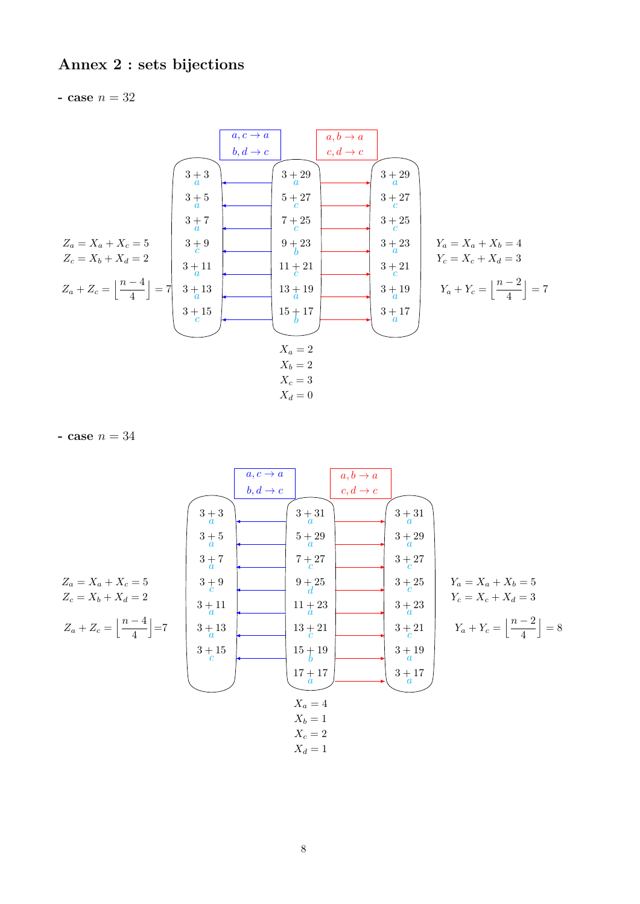# Annex 2 : sets bijections

**- case $n = 32$**

Left set (blue mapping: $a, c \to a$; $b, d \to c$) ← Middle set → Right set (red mapping: $a, b \to a$; $c, d \to c$)

| Left | | Middle | | Right |
|---|---|---|---|---|
| $3+3$ ($a$) | ← | $3+29$ ($a$) | → | $3+29$ ($a$) |
| $3+5$ ($a$) | ← | $5+27$ ($c$) | → | $3+27$ ($c$) |
| $3+7$ ($a$) | ← | $7+25$ ($c$) | → | $3+25$ ($c$) |
| $3+9$ ($c$) | ← | $9+23$ ($b$) | → | $3+23$ ($a$) |
| $3+11$ ($a$) | ← | $11+21$ ($c$) | → | $3+21$ ($c$) |
| $3+13$ ($a$) | ← | $13+19$ ($a$) | → | $3+19$ ($a$) |
| $3+15$ ($c$) | ← | $15+17$ ($b$) | → | $3+17$ ($a$) |

$Z_a = X_a + X_c = 5$
$Z_c = X_b + X_d = 2$

$Z_a + Z_c = \left\lfloor \dfrac{n-4}{4} \right\rfloor = 7$

$Y_a = X_a + X_b = 4$
$Y_c = X_c + X_d = 3$

$Y_a + Y_c = \left\lfloor \dfrac{n-2}{4} \right\rfloor = 7$

$X_a = 2$
$X_b = 2$
$X_c = 3$
$X_d = 0$

**- case $n = 34$**

Left set (blue mapping: $a, c \to a$; $b, d \to c$) ← Middle set → Right set (red mapping: $a, b \to a$; $c, d \to c$)

| Left | | Middle | | Right |
|---|---|---|---|---|
| $3+3$ ($a$) | ← | $3+31$ ($a$) | → | $3+31$ ($a$) |
| $3+5$ ($a$) | ← | $5+29$ ($a$) | → | $3+29$ ($a$) |
| $3+7$ ($a$) | ← | $7+27$ ($c$) | → | $3+27$ ($c$) |
| $3+9$ ($c$) | ← | $9+25$ ($d$) | → | $3+25$ ($c$) |
| $3+11$ ($a$) | ← | $11+23$ ($a$) | → | $3+23$ ($a$) |
| $3+13$ ($a$) | ← | $13+21$ ($c$) | → | $3+21$ ($c$) |
| $3+15$ ($c$) | ← | $15+19$ ($b$) | → | $3+19$ ($a$) |
| | | $17+17$ ($a$) | → | $3+17$ ($a$) |

$Z_a = X_a + X_c = 5$
$Z_c = X_b + X_d = 2$

$Z_a + Z_c = \left\lfloor \dfrac{n-4}{4} \right\rfloor = 7$

$Y_a = X_a + X_b = 5$
$Y_c = X_c + X_d = 3$

$Y_a + Y_c = \left\lfloor \dfrac{n-2}{4} \right\rfloor = 8$

$X_a = 4$
$X_b = 1$
$X_c = 2$
$X_d = 1$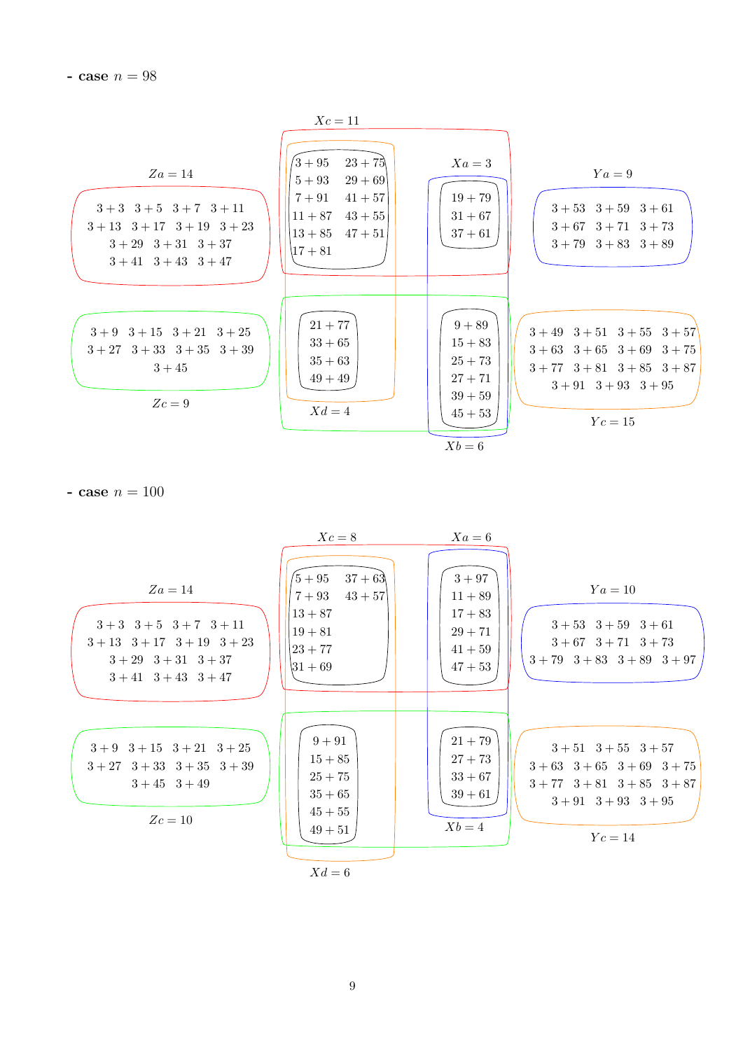**- case** $n = 98$

$Xc = 11$

$3+95$ $23+75$
$5+93$ $29+69$
$7+91$ $41+57$
$11+87$ $43+55$
$13+85$ $47+51$
$17+81$

$Xa = 3$

$19+79$
$31+67$
$37+61$

$Za = 14$

$3+3$ $3+5$ $3+7$ $3+11$
$3+13$ $3+17$ $3+19$ $3+23$
$3+29$ $3+31$ $3+37$
$3+41$ $3+43$ $3+47$

$Ya = 9$

$3+53$ $3+59$ $3+61$
$3+67$ $3+71$ $3+73$
$3+79$ $3+83$ $3+89$

$3+9$ $3+15$ $3+21$ $3+25$
$3+27$ $3+33$ $3+35$ $3+39$
$3+45$

$Zc = 9$

$21+77$
$33+65$
$35+63$
$49+49$

$Xd = 4$

$9+89$
$15+83$
$25+73$
$27+71$
$39+59$
$45+53$

$Xb = 6$

$3+49$ $3+51$ $3+55$ $3+57$
$3+63$ $3+65$ $3+69$ $3+75$
$3+77$ $3+81$ $3+85$ $3+87$
$3+91$ $3+93$ $3+95$

$Yc = 15$

**- case** $n = 100$

$Xc = 8$

$5+95$ $37+63$
$7+93$ $43+57$
$13+87$
$19+81$
$23+77$
$31+69$

$Xa = 6$

$3+97$
$11+89$
$17+83$
$29+71$
$41+59$
$47+53$

$Za = 14$

$3+3$ $3+5$ $3+7$ $3+11$
$3+13$ $3+17$ $3+19$ $3+23$
$3+29$ $3+31$ $3+37$
$3+41$ $3+43$ $3+47$

$Ya = 10$

$3+53$ $3+59$ $3+61$
$3+67$ $3+71$ $3+73$
$3+79$ $3+83$ $3+89$ $3+97$

$3+9$ $3+15$ $3+21$ $3+25$
$3+27$ $3+33$ $3+35$ $3+39$
$3+45$ $3+49$

$Zc = 10$

$9+91$
$15+85$
$25+75$
$35+65$
$45+55$
$49+51$

$Xd = 6$

$21+79$
$27+73$
$33+67$
$39+61$

$Xb = 4$

$3+51$ $3+55$ $3+57$
$3+63$ $3+65$ $3+69$ $3+75$
$3+77$ $3+81$ $3+85$ $3+87$
$3+91$ $3+93$ $3+95$

$Yc = 14$